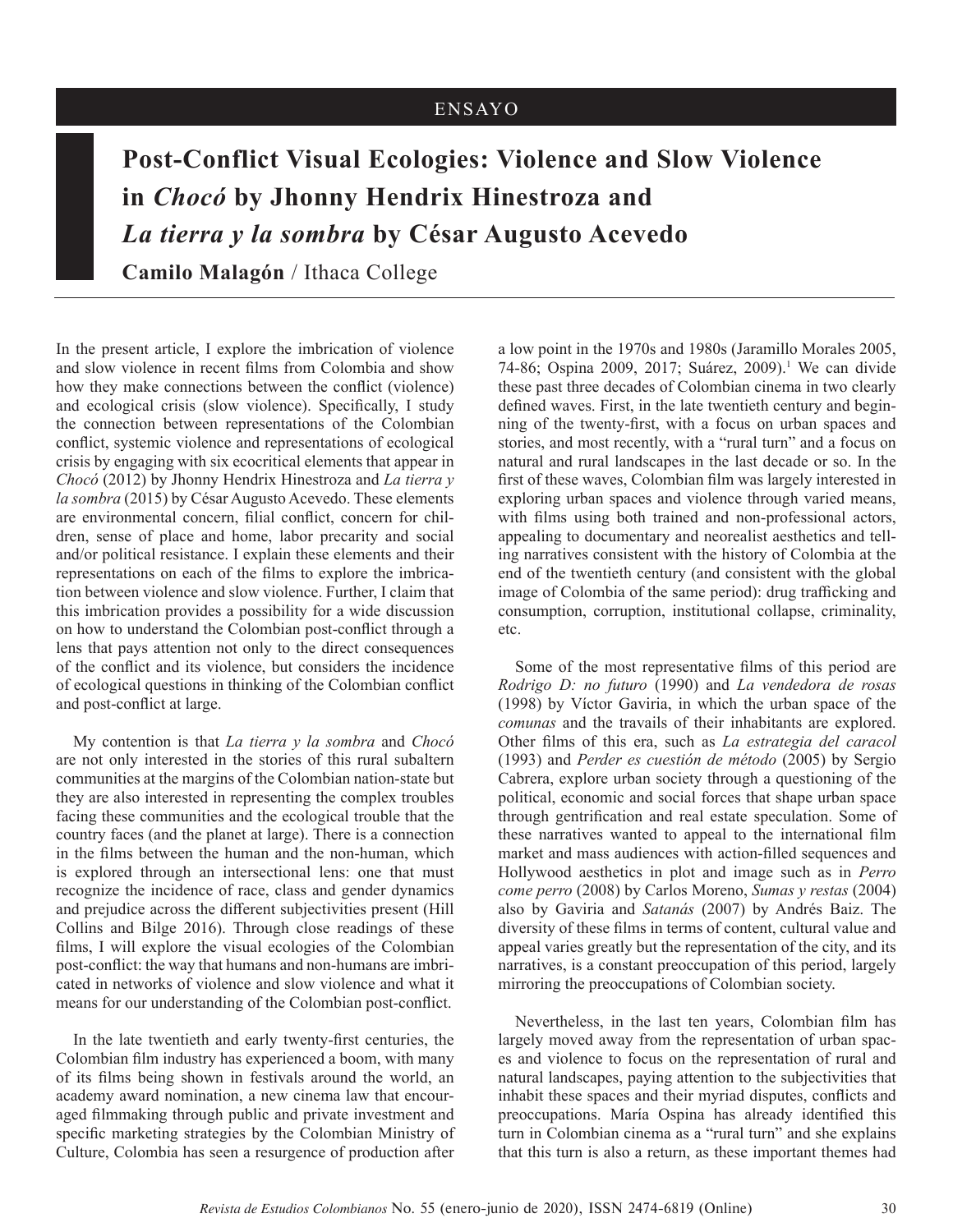ENSAYO

# Post-Conflict Visual Ecologies: Violence and Slow Violence in *Chocó* by Jhonny Hendrix Hinestroza and *La tierra y la sombra* by César Augusto Acevedo

**Camilo Malagón** / Ithaca College

In the present article, I explore the imbrication of violence and slow violence in recent films from Colombia and show how they make connections between the conflict (violence) and ecological crisis (slow violence). Specifically, I study the connection between representations of the Colombian conflict, systemic violence and representations of ecological crisis by engaging with six ecocritical elements that appear in *Chocó* (2012) by Jhonny Hendrix Hinestroza and *La tierra y la sombra* (2015) by César Augusto Acevedo. These elements are environmental concern, filial conflict, concern for children, sense of place and home, labor precarity and social and/or political resistance. I explain these elements and their representations on each of the films to explore the imbrication between violence and slow violence. Further, I claim that this imbrication provides a possibility for a wide discussion on how to understand the Colombian post-conflict through a lens that pays attention not only to the direct consequences of the conflict and its violence, but considers the incidence of ecological questions in thinking of the Colombian conflict and post-conflict at large.

My contention is that *La tierra y la sombra* and *Chocó* are not only interested in the stories of this rural subaltern communities at the margins of the Colombian nation-state but they are also interested in representing the complex troubles facing these communities and the ecological trouble that the country faces (and the planet at large). There is a connection in the films between the human and the non-human, which is explored through an intersectional lens: one that must recognize the incidence of race, class and gender dynamics and prejudice across the different subjectivities present (Hill Collins and Bilge 2016). Through close readings of these films, I will explore the visual ecologies of the Colombian post-conflict: the way that humans and non-humans are imbricated in networks of violence and slow violence and what it means for our understanding of the Colombian post-conflict.

In the late twentieth and early twenty-first centuries, the Colombian film industry has experienced a boom, with many of its films being shown in festivals around the world, an academy award nomination, a new cinema law that encouraged filmmaking through public and private investment and specific marketing strategies by the Colombian Ministry of Culture, Colombia has seen a resurgence of production after a low point in the 1970s and 1980s (Jaramillo Morales 2005, 74-86; Ospina 2009, 2017; Suárez, 2009).[1] We can divide these past three decades of Colombian cinema in two clearly defined waves. First, in the late twentieth century and beginning of the twenty-first, with a focus on urban spaces and stories, and most recently, with a "rural turn" and a focus on natural and rural landscapes in the last decade or so. In the first of these waves, Colombian film was largely interested in exploring urban spaces and violence through varied means, with films using both trained and non-professional actors, appealing to documentary and neorealist aesthetics and telling narratives consistent with the history of Colombia at the end of the twentieth century (and consistent with the global image of Colombia of the same period): drug trafficking and consumption, corruption, institutional collapse, criminality, etc.

Some of the most representative films of this period are *Rodrigo D: no futuro* (1990) and *La vendedora de rosas* (1998) by Víctor Gaviria, in which the urban space of the *comunas* and the travails of their inhabitants are explored. Other films of this era, such as *La estrategia del caracol* (1993) and *Perder es cuestión de método* (2005) by Sergio Cabrera, explore urban society through a questioning of the political, economic and social forces that shape urban space through gentrification and real estate speculation. Some of these narratives wanted to appeal to the international film market and mass audiences with action-filled sequences and Hollywood aesthetics in plot and image such as in *Perro come perro* (2008) by Carlos Moreno, *Sumas y restas* (2004) also by Gaviria and *Satanás* (2007) by Andrés Baiz. The diversity of these films in terms of content, cultural value and appeal varies greatly but the representation of the city, and its narratives, is a constant preoccupation of this period, largely mirroring the preoccupations of Colombian society.

Nevertheless, in the last ten years, Colombian film has largely moved away from the representation of urban spaces and violence to focus on the representation of rural and natural landscapes, paying attention to the subjectivities that inhabit these spaces and their myriad disputes, conflicts and preoccupations. María Ospina has already identified this turn in Colombian cinema as a "rural turn" and she explains that this turn is also a return, as these important themes had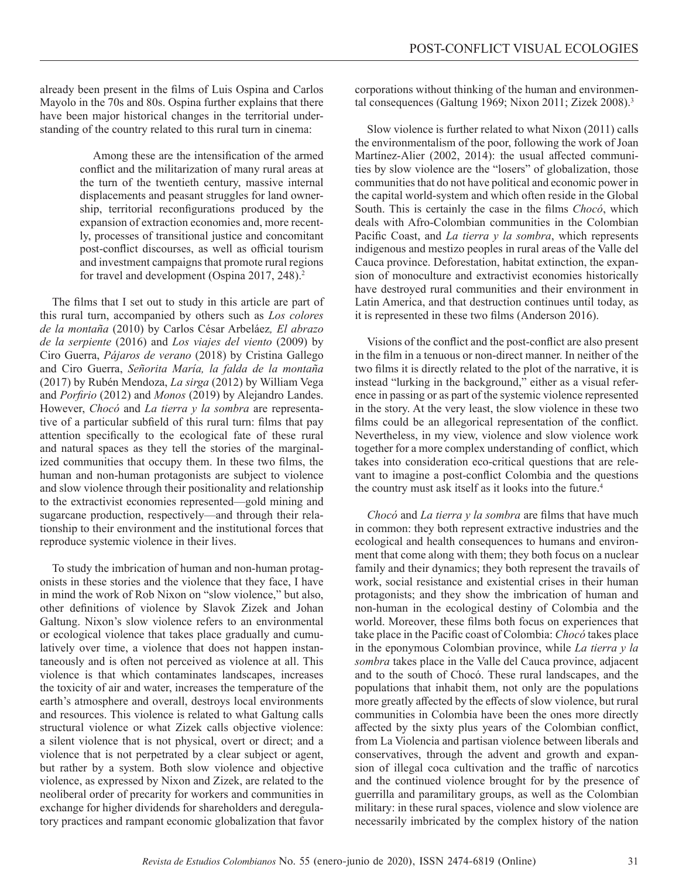already been present in the films of Luis Ospina and Carlos Mayolo in the 70s and 80s. Ospina further explains that there have been major historical changes in the territorial understanding of the country related to this rural turn in cinema:

> Among these are the intensification of the armed conflict and the militarization of many rural areas at the turn of the twentieth century, massive internal displacements and peasant struggles for land ownership, territorial reconfigurations produced by the expansion of extraction economies and, more recently, processes of transitional justice and concomitant post-conflict discourses, as well as official tourism and investment campaigns that promote rural regions for travel and development (Ospina 2017, 248).[2]

The films that I set out to study in this article are part of this rural turn, accompanied by others such as *Los colores de la montaña* (2010) by Carlos César Arbeláez*, El abrazo de la serpiente* (2016) and *Los viajes del viento* (2009) by Ciro Guerra, *Pájaros de verano* (2018) by Cristina Gallego and Ciro Guerra, *Señorita María, la falda de la montaña* (2017) by Rubén Mendoza, *La sirga* (2012) by William Vega and *Porfirio* (2012) and *Monos* (2019) by Alejandro Landes. However, *Chocó* and *La tierra y la sombra* are representative of a particular subfield of this rural turn: films that pay attention specifically to the ecological fate of these rural and natural spaces as they tell the stories of the marginalized communities that occupy them. In these two films, the human and non-human protagonists are subject to violence and slow violence through their positionality and relationship to the extractivist economies represented—gold mining and sugarcane production, respectively—and through their relationship to their environment and the institutional forces that reproduce systemic violence in their lives.

To study the imbrication of human and non-human protagonists in these stories and the violence that they face, I have in mind the work of Rob Nixon on "slow violence," but also, other definitions of violence by Slavok Zizek and Johan Galtung. Nixon's slow violence refers to an environmental or ecological violence that takes place gradually and cumulatively over time, a violence that does not happen instantaneously and is often not perceived as violence at all. This violence is that which contaminates landscapes, increases the toxicity of air and water, increases the temperature of the earth's atmosphere and overall, destroys local environments and resources. This violence is related to what Galtung calls structural violence or what Zizek calls objective violence: a silent violence that is not physical, overt or direct; and a violence that is not perpetrated by a clear subject or agent, but rather by a system. Both slow violence and objective violence, as expressed by Nixon and Zizek, are related to the neoliberal order of precarity for workers and communities in exchange for higher dividends for shareholders and deregulatory practices and rampant economic globalization that favor corporations without thinking of the human and environmental consequences (Galtung 1969; Nixon 2011; Zizek 2008).[3]

Slow violence is further related to what Nixon (2011) calls the environmentalism of the poor, following the work of Joan Martínez-Alier (2002, 2014): the usual affected communities by slow violence are the "losers" of globalization, those communities that do not have political and economic power in the capital world-system and which often reside in the Global South. This is certainly the case in the films *Chocó*, which deals with Afro-Colombian communities in the Colombian Pacific Coast, and *La tierra y la sombra*, which represents indigenous and mestizo peoples in rural areas of the Valle del Cauca province. Deforestation, habitat extinction, the expansion of monoculture and extractivist economies historically have destroyed rural communities and their environment in Latin America, and that destruction continues until today, as it is represented in these two films (Anderson 2016).

Visions of the conflict and the post-conflict are also present in the film in a tenuous or non-direct manner. In neither of the two films it is directly related to the plot of the narrative, it is instead "lurking in the background," either as a visual reference in passing or as part of the systemic violence represented in the story. At the very least, the slow violence in these two films could be an allegorical representation of the conflict. Nevertheless, in my view, violence and slow violence work together for a more complex understanding of conflict, which takes into consideration eco-critical questions that are relevant to imagine a post-conflict Colombia and the questions the country must ask itself as it looks into the future.[4]

*Chocó* and *La tierra y la sombra* are films that have much in common: they both represent extractive industries and the ecological and health consequences to humans and environment that come along with them; they both focus on a nuclear family and their dynamics; they both represent the travails of work, social resistance and existential crises in their human protagonists; and they show the imbrication of human and non-human in the ecological destiny of Colombia and the world. Moreover, these films both focus on experiences that take place in the Pacific coast of Colombia: *Chocó* takes place in the eponymous Colombian province, while *La tierra y la sombra* takes place in the Valle del Cauca province, adjacent and to the south of Chocó. These rural landscapes, and the populations that inhabit them, not only are the populations more greatly affected by the effects of slow violence, but rural communities in Colombia have been the ones more directly affected by the sixty plus years of the Colombian conflict, from La Violencia and partisan violence between liberals and conservatives, through the advent and growth and expansion of illegal coca cultivation and the traffic of narcotics and the continued violence brought for by the presence of guerrilla and paramilitary groups, as well as the Colombian military: in these rural spaces, violence and slow violence are necessarily imbricated by the complex history of the nation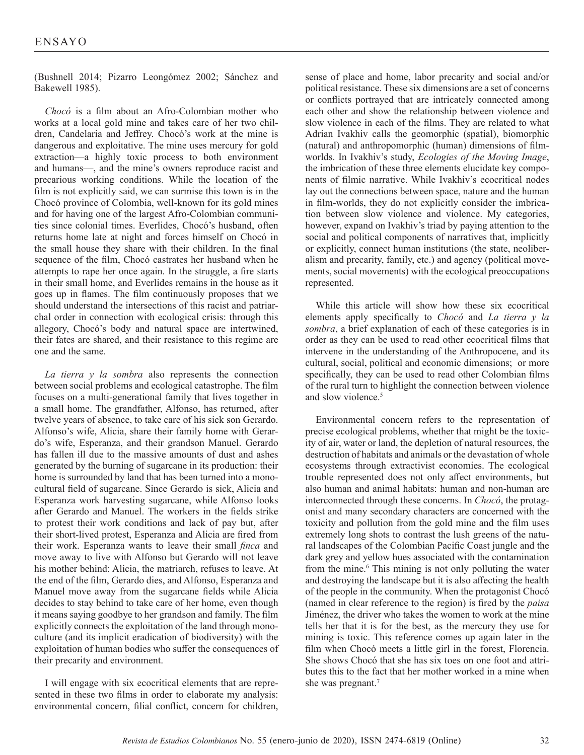(Bushnell 2014; Pizarro Leongómez 2002; Sánchez and Bakewell 1985).

*Chocó* is a film about an Afro-Colombian mother who works at a local gold mine and takes care of her two children, Candelaria and Jeffrey. Chocó's work at the mine is dangerous and exploitative. The mine uses mercury for gold extraction—a highly toxic process to both environment and humans—, and the mine's owners reproduce racist and precarious working conditions. While the location of the film is not explicitly said, we can surmise this town is in the Chocó province of Colombia, well-known for its gold mines and for having one of the largest Afro-Colombian communities since colonial times. Everlides, Chocó's husband, often returns home late at night and forces himself on Chocó in the small house they share with their children. In the final sequence of the film, Chocó castrates her husband when he attempts to rape her once again. In the struggle, a fire starts in their small home, and Everlides remains in the house as it goes up in flames. The film continuously proposes that we should understand the intersections of this racist and patriarchal order in connection with ecological crisis: through this allegory, Chocó's body and natural space are intertwined, their fates are shared, and their resistance to this regime are one and the same.

*La tierra y la sombra* also represents the connection between social problems and ecological catastrophe. The film focuses on a multi-generational family that lives together in a small home. The grandfather, Alfonso, has returned, after twelve years of absence, to take care of his sick son Gerardo. Alfonso's wife, Alicia, share their family home with Gerardo's wife, Esperanza, and their grandson Manuel. Gerardo has fallen ill due to the massive amounts of dust and ashes generated by the burning of sugarcane in its production: their home is surrounded by land that has been turned into a monocultural field of sugarcane. Since Gerardo is sick, Alicia and Esperanza work harvesting sugarcane, while Alfonso looks after Gerardo and Manuel. The workers in the fields strike to protest their work conditions and lack of pay but, after their short-lived protest, Esperanza and Alicia are fired from their work. Esperanza wants to leave their small *finca* and move away to live with Alfonso but Gerardo will not leave his mother behind: Alicia, the matriarch, refuses to leave. At the end of the film, Gerardo dies, and Alfonso, Esperanza and Manuel move away from the sugarcane fields while Alicia decides to stay behind to take care of her home, even though it means saying goodbye to her grandson and family. The film explicitly connects the exploitation of the land through monoculture (and its implicit eradication of biodiversity) with the exploitation of human bodies who suffer the consequences of their precarity and environment.

I will engage with six ecocritical elements that are represented in these two films in order to elaborate my analysis: environmental concern, filial conflict, concern for children, sense of place and home, labor precarity and social and/or political resistance. These six dimensions are a set of concerns or conflicts portrayed that are intricately connected among each other and show the relationship between violence and slow violence in each of the films. They are related to what Adrian Ivakhiv calls the geomorphic (spatial), biomorphic (natural) and anthropomorphic (human) dimensions of film-worlds. In Ivakhiv's study, *Ecologies of the Moving Image*, the imbrication of these three elements elucidate key components of filmic narrative. While Ivakhiv's ecocritical nodes lay out the connections between space, nature and the human in film-worlds, they do not explicitly consider the imbrication between slow violence and violence. My categories, however, expand on Ivakhiv's triad by paying attention to the social and political components of narratives that, implicitly or explicitly, connect human institutions (the state, neoliberalism and precarity, family, etc.) and agency (political movements, social movements) with the ecological preoccupations represented.

While this article will show how these six ecocritical elements apply specifically to *Chocó* and *La tierra y la sombra*, a brief explanation of each of these categories is in order as they can be used to read other ecocritical films that intervene in the understanding of the Anthropocene, and its cultural, social, political and economic dimensions; or more specifically, they can be used to read other Colombian films of the rural turn to highlight the connection between violence and slow violence.[5]

Environmental concern refers to the representation of precise ecological problems, whether that might be the toxicity of air, water or land, the depletion of natural resources, the destruction of habitats and animals or the devastation of whole ecosystems through extractivist economies. The ecological trouble represented does not only affect environments, but also human and animal habitats: human and non-human are interconnected through these concerns. In *Chocó*, the protagonist and many secondary characters are concerned with the toxicity and pollution from the gold mine and the film uses extremely long shots to contrast the lush greens of the natural landscapes of the Colombian Pacific Coast jungle and the dark grey and yellow hues associated with the contamination from the mine.[6] This mining is not only polluting the water and destroying the landscape but it is also affecting the health of the people in the community. When the protagonist Chocó (named in clear reference to the region) is fired by the *paisa* Jiménez, the driver who takes the women to work at the mine tells her that it is for the best, as the mercury they use for mining is toxic. This reference comes up again later in the film when Chocó meets a little girl in the forest, Florencia. She shows Chocó that she has six toes on one foot and attributes this to the fact that her mother worked in a mine when she was pregnant.[7]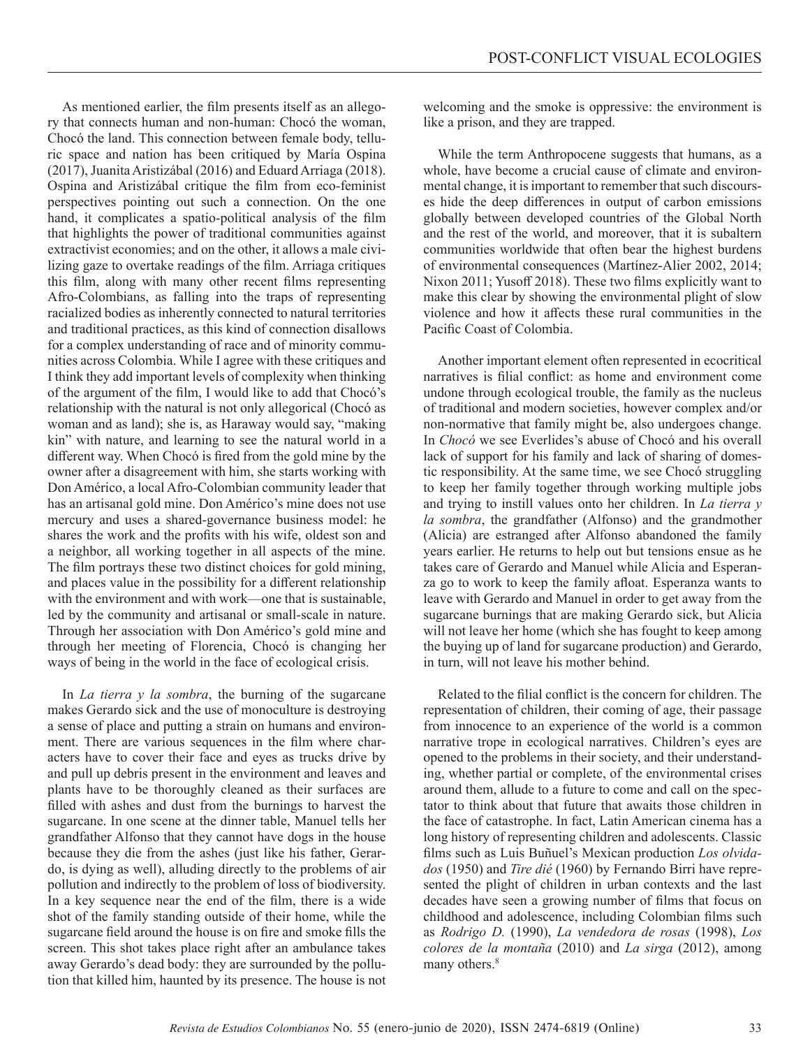As mentioned earlier, the film presents itself as an allegory that connects human and non-human: Chocó the woman, Chocó the land. This connection between female body, telluric space and nation has been critiqued by María Ospina (2017), Juanita Aristizábal (2016) and Eduard Arriaga (2018). Ospina and Aristizábal critique the film from eco-feminist perspectives pointing out such a connection. On the one hand, it complicates a spatio-political analysis of the film that highlights the power of traditional communities against extractivist economies; and on the other, it allows a male civilizing gaze to overtake readings of the film. Arriaga critiques this film, along with many other recent films representing Afro-Colombians, as falling into the traps of representing racialized bodies as inherently connected to natural territories and traditional practices, as this kind of connection disallows for a complex understanding of race and of minority communities across Colombia. While I agree with these critiques and I think they add important levels of complexity when thinking of the argument of the film, I would like to add that Chocó's relationship with the natural is not only allegorical (Chocó as woman and as land); she is, as Haraway would say, "making kin" with nature, and learning to see the natural world in a different way. When Chocó is fired from the gold mine by the owner after a disagreement with him, she starts working with Don Américo, a local Afro-Colombian community leader that has an artisanal gold mine. Don Américo's mine does not use mercury and uses a shared-governance business model: he shares the work and the profits with his wife, oldest son and a neighbor, all working together in all aspects of the mine. The film portrays these two distinct choices for gold mining, and places value in the possibility for a different relationship with the environment and with work—one that is sustainable, led by the community and artisanal or small-scale in nature. Through her association with Don Américo's gold mine and through her meeting of Florencia, Chocó is changing her ways of being in the world in the face of ecological crisis.

In *La tierra y la sombra*, the burning of the sugarcane makes Gerardo sick and the use of monoculture is destroying a sense of place and putting a strain on humans and environment. There are various sequences in the film where characters have to cover their face and eyes as trucks drive by and pull up debris present in the environment and leaves and plants have to be thoroughly cleaned as their surfaces are filled with ashes and dust from the burnings to harvest the sugarcane. In one scene at the dinner table, Manuel tells her grandfather Alfonso that they cannot have dogs in the house because they die from the ashes (just like his father, Gerardo, is dying as well), alluding directly to the problems of air pollution and indirectly to the problem of loss of biodiversity. In a key sequence near the end of the film, there is a wide shot of the family standing outside of their home, while the sugarcane field around the house is on fire and smoke fills the screen. This shot takes place right after an ambulance takes away Gerardo's dead body: they are surrounded by the pollution that killed him, haunted by its presence. The house is not welcoming and the smoke is oppressive: the environment is like a prison, and they are trapped.

While the term Anthropocene suggests that humans, as a whole, have become a crucial cause of climate and environmental change, it is important to remember that such discourses hide the deep differences in output of carbon emissions globally between developed countries of the Global North and the rest of the world, and moreover, that it is subaltern communities worldwide that often bear the highest burdens of environmental consequences (Martínez-Alier 2002, 2014; Nixon 2011; Yusoff 2018). These two films explicitly want to make this clear by showing the environmental plight of slow violence and how it affects these rural communities in the Pacific Coast of Colombia.

Another important element often represented in ecocritical narratives is filial conflict: as home and environment come undone through ecological trouble, the family as the nucleus of traditional and modern societies, however complex and/or non-normative that family might be, also undergoes change. In *Chocó* we see Everlides's abuse of Chocó and his overall lack of support for his family and lack of sharing of domestic responsibility. At the same time, we see Chocó struggling to keep her family together through working multiple jobs and trying to instill values onto her children. In *La tierra y la sombra*, the grandfather (Alfonso) and the grandmother (Alicia) are estranged after Alfonso abandoned the family years earlier. He returns to help out but tensions ensue as he takes care of Gerardo and Manuel while Alicia and Esperanza go to work to keep the family afloat. Esperanza wants to leave with Gerardo and Manuel in order to get away from the sugarcane burnings that are making Gerardo sick, but Alicia will not leave her home (which she has fought to keep among the buying up of land for sugarcane production) and Gerardo, in turn, will not leave his mother behind.

Related to the filial conflict is the concern for children. The representation of children, their coming of age, their passage from innocence to an experience of the world is a common narrative trope in ecological narratives. Children's eyes are opened to the problems in their society, and their understanding, whether partial or complete, of the environmental crises around them, allude to a future to come and call on the spectator to think about that future that awaits those children in the face of catastrophe. In fact, Latin American cinema has a long history of representing children and adolescents. Classic films such as Luis Buñuel's Mexican production *Los olvidados* (1950) and *Tire dié* (1960) by Fernando Birri have represented the plight of children in urban contexts and the last decades have seen a growing number of films that focus on childhood and adolescence, including Colombian films such as *Rodrigo D.* (1990), *La vendedora de rosas* (1998), *Los colores de la montaña* (2010) and *La sirga* (2012), among many others.[8]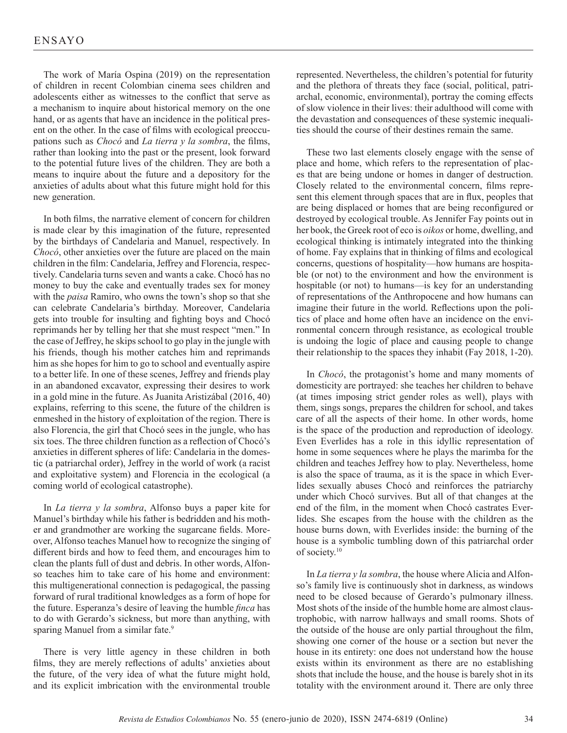The work of María Ospina (2019) on the representation of children in recent Colombian cinema sees children and adolescents either as witnesses to the conflict that serve as a mechanism to inquire about historical memory on the one hand, or as agents that have an incidence in the political present on the other. In the case of films with ecological preoccupations such as *Chocó* and *La tierra y la sombra*, the films, rather than looking into the past or the present, look forward to the potential future lives of the children. They are both a means to inquire about the future and a depository for the anxieties of adults about what this future might hold for this new generation.

In both films, the narrative element of concern for children is made clear by this imagination of the future, represented by the birthdays of Candelaria and Manuel, respectively. In *Chocó*, other anxieties over the future are placed on the main children in the film: Candelaria, Jeffrey and Florencia, respectively. Candelaria turns seven and wants a cake. Chocó has no money to buy the cake and eventually trades sex for money with the *paisa* Ramiro, who owns the town's shop so that she can celebrate Candelaria's birthday. Moreover, Candelaria gets into trouble for insulting and fighting boys and Chocó reprimands her by telling her that she must respect "men." In the case of Jeffrey, he skips school to go play in the jungle with his friends, though his mother catches him and reprimands him as she hopes for him to go to school and eventually aspire to a better life. In one of these scenes, Jeffrey and friends play in an abandoned excavator, expressing their desires to work in a gold mine in the future. As Juanita Aristizábal (2016, 40) explains, referring to this scene, the future of the children is enmeshed in the history of exploitation of the region. There is also Florencia, the girl that Chocó sees in the jungle, who has six toes. The three children function as a reflection of Chocó's anxieties in different spheres of life: Candelaria in the domestic (a patriarchal order), Jeffrey in the world of work (a racist and exploitative system) and Florencia in the ecological (a coming world of ecological catastrophe).

In *La tierra y la sombra*, Alfonso buys a paper kite for Manuel's birthday while his father is bedridden and his mother and grandmother are working the sugarcane fields. Moreover, Alfonso teaches Manuel how to recognize the singing of different birds and how to feed them, and encourages him to clean the plants full of dust and debris. In other words, Alfonso teaches him to take care of his home and environment: this multigenerational connection is pedagogical, the passing forward of rural traditional knowledges as a form of hope for the future. Esperanza's desire of leaving the humble *finca* has to do with Gerardo's sickness, but more than anything, with sparing Manuel from a similar fate.[9]

There is very little agency in these children in both films, they are merely reflections of adults' anxieties about the future, of the very idea of what the future might hold, and its explicit imbrication with the environmental trouble represented. Nevertheless, the children's potential for futurity and the plethora of threats they face (social, political, patriarchal, economic, environmental), portray the coming effects of slow violence in their lives: their adulthood will come with the devastation and consequences of these systemic inequalities should the course of their destines remain the same.

These two last elements closely engage with the sense of place and home, which refers to the representation of places that are being undone or homes in danger of destruction. Closely related to the environmental concern, films represent this element through spaces that are in flux, peoples that are being displaced or homes that are being reconfigured or destroyed by ecological trouble. As Jennifer Fay points out in her book, the Greek root of eco is *oikos* or home, dwelling, and ecological thinking is intimately integrated into the thinking of home. Fay explains that in thinking of films and ecological concerns, questions of hospitality—how humans are hospitable (or not) to the environment and how the environment is hospitable (or not) to humans—is key for an understanding of representations of the Anthropocene and how humans can imagine their future in the world. Reflections upon the politics of place and home often have an incidence on the environmental concern through resistance, as ecological trouble is undoing the logic of place and causing people to change their relationship to the spaces they inhabit (Fay 2018, 1-20).

In *Chocó*, the protagonist's home and many moments of domesticity are portrayed: she teaches her children to behave (at times imposing strict gender roles as well), plays with them, sings songs, prepares the children for school, and takes care of all the aspects of their home. In other words, home is the space of the production and reproduction of ideology. Even Everlides has a role in this idyllic representation of home in some sequences where he plays the marimba for the children and teaches Jeffrey how to play. Nevertheless, home is also the space of trauma, as it is the space in which Everlides sexually abuses Chocó and reinforces the patriarchy under which Chocó survives. But all of that changes at the end of the film, in the moment when Chocó castrates Everlides. She escapes from the house with the children as the house burns down, with Everlides inside: the burning of the house is a symbolic tumbling down of this patriarchal order of society.[10]

In *La tierra y la sombra*, the house where Alicia and Alfonso's family live is continuously shot in darkness, as windows need to be closed because of Gerardo's pulmonary illness. Most shots of the inside of the humble home are almost claustrophobic, with narrow hallways and small rooms. Shots of the outside of the house are only partial throughout the film, showing one corner of the house or a section but never the house in its entirety: one does not understand how the house exists within its environment as there are no establishing shots that include the house, and the house is barely shot in its totality with the environment around it. There are only three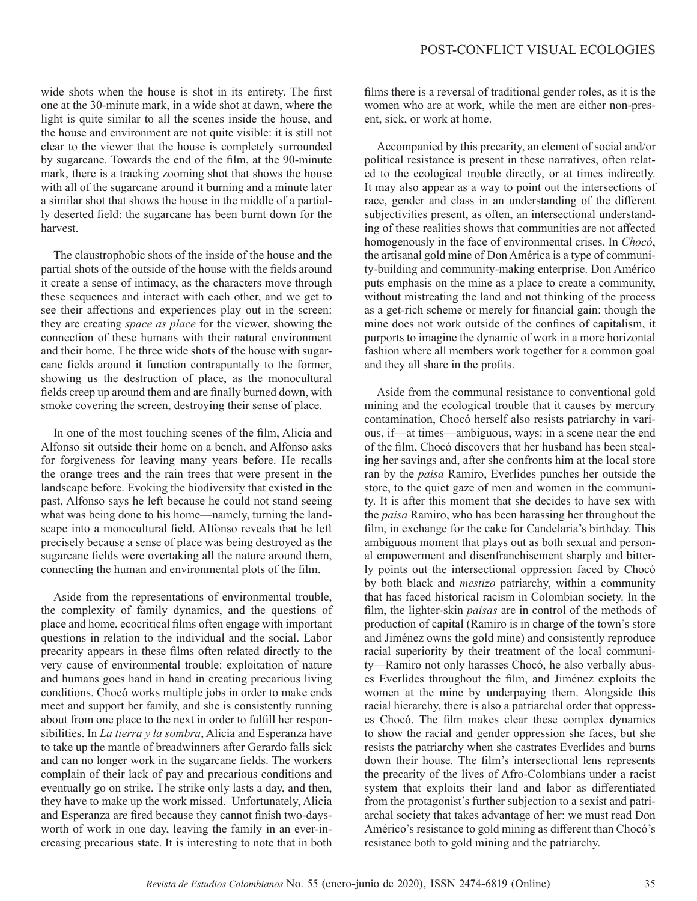wide shots when the house is shot in its entirety. The first one at the 30-minute mark, in a wide shot at dawn, where the light is quite similar to all the scenes inside the house, and the house and environment are not quite visible: it is still not clear to the viewer that the house is completely surrounded by sugarcane. Towards the end of the film, at the 90-minute mark, there is a tracking zooming shot that shows the house with all of the sugarcane around it burning and a minute later a similar shot that shows the house in the middle of a partially deserted field: the sugarcane has been burnt down for the harvest.

The claustrophobic shots of the inside of the house and the partial shots of the outside of the house with the fields around it create a sense of intimacy, as the characters move through these sequences and interact with each other, and we get to see their affections and experiences play out in the screen: they are creating *space as place* for the viewer, showing the connection of these humans with their natural environment and their home. The three wide shots of the house with sugarcane fields around it function contrapuntally to the former, showing us the destruction of place, as the monocultural fields creep up around them and are finally burned down, with smoke covering the screen, destroying their sense of place.

In one of the most touching scenes of the film, Alicia and Alfonso sit outside their home on a bench, and Alfonso asks for forgiveness for leaving many years before. He recalls the orange trees and the rain trees that were present in the landscape before. Evoking the biodiversity that existed in the past, Alfonso says he left because he could not stand seeing what was being done to his home—namely, turning the landscape into a monocultural field. Alfonso reveals that he left precisely because a sense of place was being destroyed as the sugarcane fields were overtaking all the nature around them, connecting the human and environmental plots of the film.

Aside from the representations of environmental trouble, the complexity of family dynamics, and the questions of place and home, ecocritical films often engage with important questions in relation to the individual and the social. Labor precarity appears in these films often related directly to the very cause of environmental trouble: exploitation of nature and humans goes hand in hand in creating precarious living conditions. Chocó works multiple jobs in order to make ends meet and support her family, and she is consistently running about from one place to the next in order to fulfill her responsibilities. In *La tierra y la sombra*, Alicia and Esperanza have to take up the mantle of breadwinners after Gerardo falls sick and can no longer work in the sugarcane fields. The workers complain of their lack of pay and precarious conditions and eventually go on strike. The strike only lasts a day, and then, they have to make up the work missed. Unfortunately, Alicia and Esperanza are fired because they cannot finish two-days-worth of work in one day, leaving the family in an ever-increasing precarious state. It is interesting to note that in both films there is a reversal of traditional gender roles, as it is the women who are at work, while the men are either non-present, sick, or work at home.

Accompanied by this precarity, an element of social and/or political resistance is present in these narratives, often related to the ecological trouble directly, or at times indirectly. It may also appear as a way to point out the intersections of race, gender and class in an understanding of the different subjectivities present, as often, an intersectional understanding of these realities shows that communities are not affected homogenously in the face of environmental crises. In *Chocó*, the artisanal gold mine of Don América is a type of community-building and community-making enterprise. Don Américo puts emphasis on the mine as a place to create a community, without mistreating the land and not thinking of the process as a get-rich scheme or merely for financial gain: though the mine does not work outside of the confines of capitalism, it purports to imagine the dynamic of work in a more horizontal fashion where all members work together for a common goal and they all share in the profits.

Aside from the communal resistance to conventional gold mining and the ecological trouble that it causes by mercury contamination, Chocó herself also resists patriarchy in various, if—at times—ambiguous, ways: in a scene near the end of the film, Chocó discovers that her husband has been stealing her savings and, after she confronts him at the local store ran by the *paisa* Ramiro, Everlides punches her outside the store, to the quiet gaze of men and women in the community. It is after this moment that she decides to have sex with the *paisa* Ramiro, who has been harassing her throughout the film, in exchange for the cake for Candelaria's birthday. This ambiguous moment that plays out as both sexual and personal empowerment and disenfranchisement sharply and bitterly points out the intersectional oppression faced by Chocó by both black and *mestizo* patriarchy, within a community that has faced historical racism in Colombian society. In the film, the lighter-skin *paisas* are in control of the methods of production of capital (Ramiro is in charge of the town's store and Jiménez owns the gold mine) and consistently reproduce racial superiority by their treatment of the local community—Ramiro not only harasses Chocó, he also verbally abuses Everlides throughout the film, and Jiménez exploits the women at the mine by underpaying them. Alongside this racial hierarchy, there is also a patriarchal order that oppresses Chocó. The film makes clear these complex dynamics to show the racial and gender oppression she faces, but she resists the patriarchy when she castrates Everlides and burns down their house. The film's intersectional lens represents the precarity of the lives of Afro-Colombians under a racist system that exploits their land and labor as differentiated from the protagonist's further subjection to a sexist and patriarchal society that takes advantage of her: we must read Don Américo's resistance to gold mining as different than Chocó's resistance both to gold mining and the patriarchy.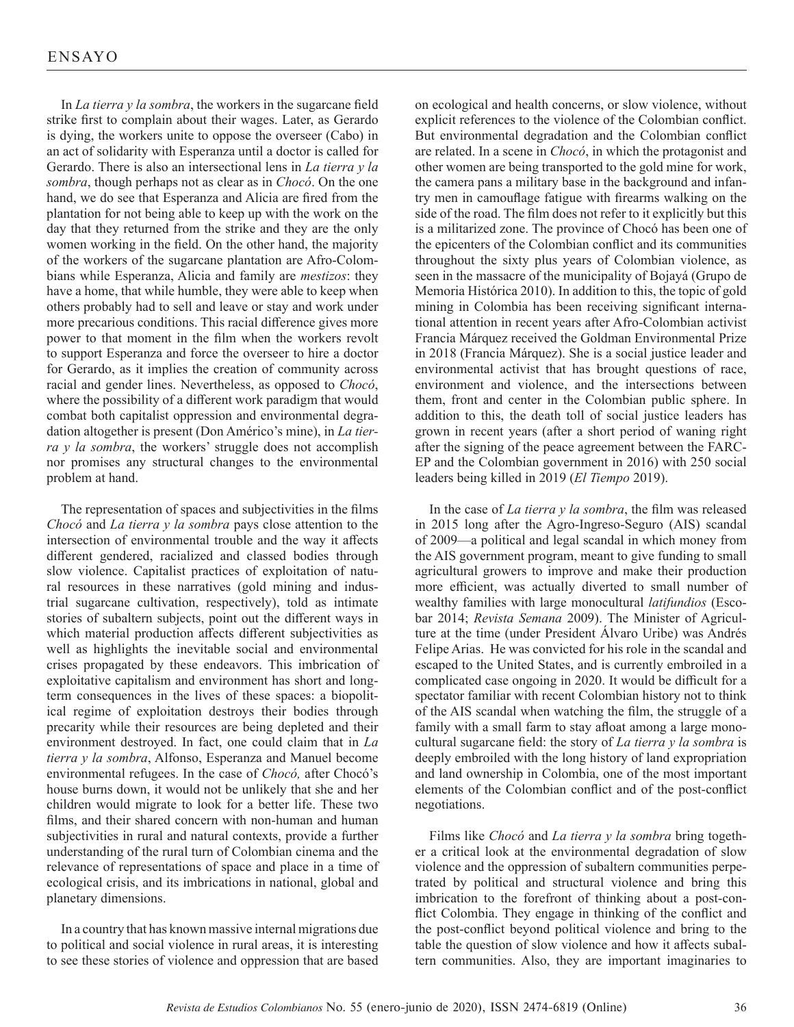In *La tierra y la sombra*, the workers in the sugarcane field strike first to complain about their wages. Later, as Gerardo is dying, the workers unite to oppose the overseer (Cabo) in an act of solidarity with Esperanza until a doctor is called for Gerardo. There is also an intersectional lens in *La tierra y la sombra*, though perhaps not as clear as in *Chocó*. On the one hand, we do see that Esperanza and Alicia are fired from the plantation for not being able to keep up with the work on the day that they returned from the strike and they are the only women working in the field. On the other hand, the majority of the workers of the sugarcane plantation are Afro-Colombians while Esperanza, Alicia and family are *mestizos*: they have a home, that while humble, they were able to keep when others probably had to sell and leave or stay and work under more precarious conditions. This racial difference gives more power to that moment in the film when the workers revolt to support Esperanza and force the overseer to hire a doctor for Gerardo, as it implies the creation of community across racial and gender lines. Nevertheless, as opposed to *Chocó*, where the possibility of a different work paradigm that would combat both capitalist oppression and environmental degradation altogether is present (Don Américo's mine), in *La tierra y la sombra*, the workers' struggle does not accomplish nor promises any structural changes to the environmental problem at hand.

The representation of spaces and subjectivities in the films *Chocó* and *La tierra y la sombra* pays close attention to the intersection of environmental trouble and the way it affects different gendered, racialized and classed bodies through slow violence. Capitalist practices of exploitation of natural resources in these narratives (gold mining and industrial sugarcane cultivation, respectively), told as intimate stories of subaltern subjects, point out the different ways in which material production affects different subjectivities as well as highlights the inevitable social and environmental crises propagated by these endeavors. This imbrication of exploitative capitalism and environment has short and long-term consequences in the lives of these spaces: a biopolitical regime of exploitation destroys their bodies through precarity while their resources are being depleted and their environment destroyed. In fact, one could claim that in *La tierra y la sombra*, Alfonso, Esperanza and Manuel become environmental refugees. In the case of *Chocó,* after Chocó's house burns down, it would not be unlikely that she and her children would migrate to look for a better life. These two films, and their shared concern with non-human and human subjectivities in rural and natural contexts, provide a further understanding of the rural turn of Colombian cinema and the relevance of representations of space and place in a time of ecological crisis, and its imbrications in national, global and planetary dimensions.

In a country that has known massive internal migrations due to political and social violence in rural areas, it is interesting to see these stories of violence and oppression that are based on ecological and health concerns, or slow violence, without explicit references to the violence of the Colombian conflict. But environmental degradation and the Colombian conflict are related. In a scene in *Chocó*, in which the protagonist and other women are being transported to the gold mine for work, the camera pans a military base in the background and infantry men in camouflage fatigue with firearms walking on the side of the road. The film does not refer to it explicitly but this is a militarized zone. The province of Chocó has been one of the epicenters of the Colombian conflict and its communities throughout the sixty plus years of Colombian violence, as seen in the massacre of the municipality of Bojayá (Grupo de Memoria Histórica 2010). In addition to this, the topic of gold mining in Colombia has been receiving significant international attention in recent years after Afro-Colombian activist Francia Márquez received the Goldman Environmental Prize in 2018 (Francia Márquez). She is a social justice leader and environmental activist that has brought questions of race, environment and violence, and the intersections between them, front and center in the Colombian public sphere. In addition to this, the death toll of social justice leaders has grown in recent years (after a short period of waning right after the signing of the peace agreement between the FARC-EP and the Colombian government in 2016) with 250 social leaders being killed in 2019 (*El Tiempo* 2019).

In the case of *La tierra y la sombra*, the film was released in 2015 long after the Agro-Ingreso-Seguro (AIS) scandal of 2009—a political and legal scandal in which money from the AIS government program, meant to give funding to small agricultural growers to improve and make their production more efficient, was actually diverted to small number of wealthy families with large monocultural *latifundios* (Escobar 2014; *Revista Semana* 2009). The Minister of Agriculture at the time (under President Álvaro Uribe) was Andrés Felipe Arias. He was convicted for his role in the scandal and escaped to the United States, and is currently embroiled in a complicated case ongoing in 2020. It would be difficult for a spectator familiar with recent Colombian history not to think of the AIS scandal when watching the film, the struggle of a family with a small farm to stay afloat among a large monocultural sugarcane field: the story of *La tierra y la sombra* is deeply embroiled with the long history of land expropriation and land ownership in Colombia, one of the most important elements of the Colombian conflict and of the post-conflict negotiations.

Films like *Chocó* and *La tierra y la sombra* bring together a critical look at the environmental degradation of slow violence and the oppression of subaltern communities perpetrated by political and structural violence and bring this imbrication to the forefront of thinking about a post-conflict Colombia. They engage in thinking of the conflict and the post-conflict beyond political violence and bring to the table the question of slow violence and how it affects subaltern communities. Also, they are important imaginaries to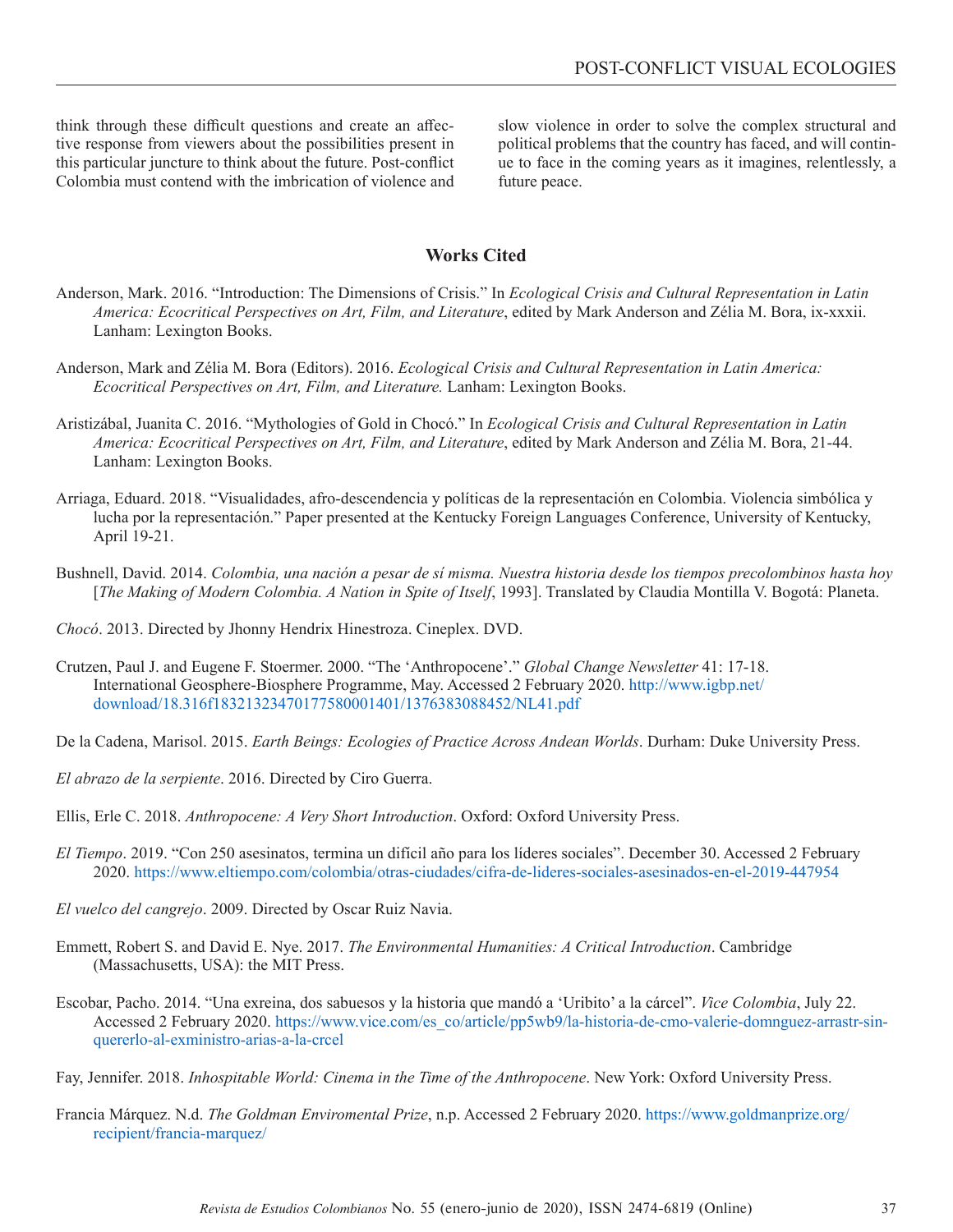think through these difficult questions and create an affective response from viewers about the possibilities present in this particular juncture to think about the future. Post-conflict Colombia must contend with the imbrication of violence and slow violence in order to solve the complex structural and political problems that the country has faced, and will continue to face in the coming years as it imagines, relentlessly, a future peace.

## Works Cited

Anderson, Mark. 2016. "Introduction: The Dimensions of Crisis." In *Ecological Crisis and Cultural Representation in Latin America: Ecocritical Perspectives on Art, Film, and Literature*, edited by Mark Anderson and Zélia M. Bora, ix-xxxii. Lanham: Lexington Books.

Anderson, Mark and Zélia M. Bora (Editors). 2016. *Ecological Crisis and Cultural Representation in Latin America: Ecocritical Perspectives on Art, Film, and Literature.* Lanham: Lexington Books.

Aristizábal, Juanita C. 2016. "Mythologies of Gold in Chocó." In *Ecological Crisis and Cultural Representation in Latin America: Ecocritical Perspectives on Art, Film, and Literature*, edited by Mark Anderson and Zélia M. Bora, 21-44. Lanham: Lexington Books.

Arriaga, Eduard. 2018. "Visualidades, afro-descendencia y políticas de la representación en Colombia. Violencia simbólica y lucha por la representación." Paper presented at the Kentucky Foreign Languages Conference, University of Kentucky, April 19-21.

Bushnell, David. 2014. *Colombia, una nación a pesar de sí misma. Nuestra historia desde los tiempos precolombinos hasta hoy* [*The Making of Modern Colombia. A Nation in Spite of Itself*, 1993]. Translated by Claudia Montilla V. Bogotá: Planeta.

*Chocó*. 2013. Directed by Jhonny Hendrix Hinestroza. Cineplex. DVD.

Crutzen, Paul J. and Eugene F. Stoermer. 2000. "The 'Anthropocene'." *Global Change Newsletter* 41: 17-18. International Geosphere-Biosphere Programme, May. Accessed 2 February 2020. http://www.igbp.net/download/18.316f18321323470177580001401/1376383088452/NL41.pdf

De la Cadena, Marisol. 2015. *Earth Beings: Ecologies of Practice Across Andean Worlds*. Durham: Duke University Press.

*El abrazo de la serpiente*. 2016. Directed by Ciro Guerra.

Ellis, Erle C. 2018. *Anthropocene: A Very Short Introduction*. Oxford: Oxford University Press.

*El Tiempo*. 2019. "Con 250 asesinatos, termina un difícil año para los líderes sociales". December 30. Accessed 2 February 2020. https://www.eltiempo.com/colombia/otras-ciudades/cifra-de-lideres-sociales-asesinados-en-el-2019-447954

*El vuelco del cangrejo*. 2009. Directed by Oscar Ruiz Navia.

Emmett, Robert S. and David E. Nye. 2017. *The Environmental Humanities: A Critical Introduction*. Cambridge (Massachusetts, USA): the MIT Press.

Escobar, Pacho. 2014. "Una exreina, dos sabuesos y la historia que mandó a 'Uribito' a la cárcel". *Vice Colombia*, July 22. Accessed 2 February 2020. https://www.vice.com/es_co/article/pp5wb9/la-historia-de-cmo-valerie-domnguez-arrastr-sin-quererlo-al-exministro-arias-a-la-crcel

Fay, Jennifer. 2018. *Inhospitable World: Cinema in the Time of the Anthropocene*. New York: Oxford University Press.

Francia Márquez. N.d. *The Goldman Enviromental Prize*, n.p. Accessed 2 February 2020. https://www.goldmanprize.org/recipient/francia-marquez/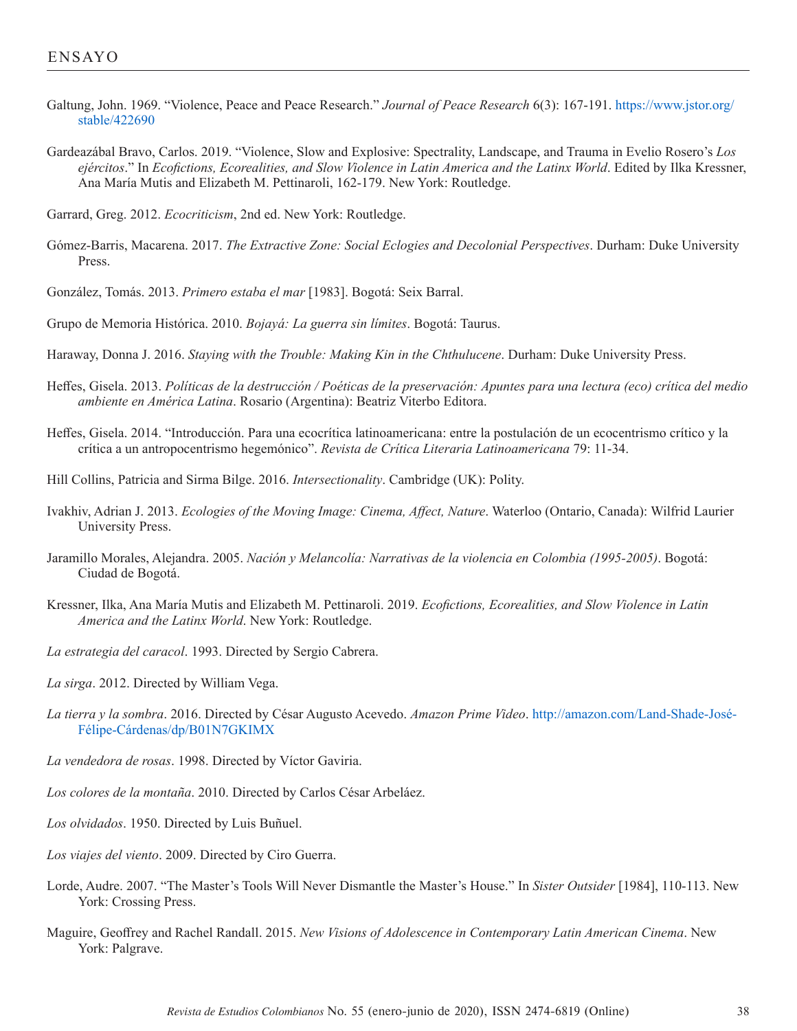Galtung, John. 1969. "Violence, Peace and Peace Research." *Journal of Peace Research* 6(3): 167-191. https://www.jstor.org/stable/422690

Gardeazábal Bravo, Carlos. 2019. "Violence, Slow and Explosive: Spectrality, Landscape, and Trauma in Evelio Rosero's *Los ejércitos*." In *Ecofictions, Ecorealities, and Slow Violence in Latin America and the Latinx World*. Edited by Ilka Kressner, Ana María Mutis and Elizabeth M. Pettinaroli, 162-179. New York: Routledge.

Garrard, Greg. 2012. *Ecocriticism*, 2nd ed. New York: Routledge.

Gómez-Barris, Macarena. 2017. *The Extractive Zone: Social Eclogies and Decolonial Perspectives*. Durham: Duke University Press.

González, Tomás. 2013. *Primero estaba el mar* [1983]. Bogotá: Seix Barral.

Grupo de Memoria Histórica. 2010. *Bojayá: La guerra sin límites*. Bogotá: Taurus.

Haraway, Donna J. 2016. *Staying with the Trouble: Making Kin in the Chthulucene*. Durham: Duke University Press.

Heffes, Gisela. 2013. *Políticas de la destrucción / Poéticas de la preservación: Apuntes para una lectura (eco) crítica del medio ambiente en América Latina*. Rosario (Argentina): Beatriz Viterbo Editora.

Heffes, Gisela. 2014. "Introducción. Para una ecocrítica latinoamericana: entre la postulación de un ecocentrismo crítico y la crítica a un antropocentrismo hegemónico". *Revista de Crítica Literaria Latinoamericana* 79: 11-34.

Hill Collins, Patricia and Sirma Bilge. 2016. *Intersectionality*. Cambridge (UK): Polity.

Ivakhiv, Adrian J. 2013. *Ecologies of the Moving Image: Cinema, Affect, Nature*. Waterloo (Ontario, Canada): Wilfrid Laurier University Press.

Jaramillo Morales, Alejandra. 2005. *Nación y Melancolía: Narrativas de la violencia en Colombia (1995-2005)*. Bogotá: Ciudad de Bogotá.

Kressner, Ilka, Ana María Mutis and Elizabeth M. Pettinaroli. 2019. *Ecofictions, Ecorealities, and Slow Violence in Latin America and the Latinx World*. New York: Routledge.

*La estrategia del caracol*. 1993. Directed by Sergio Cabrera.

*La sirga*. 2012. Directed by William Vega.

*La tierra y la sombra*. 2016. Directed by César Augusto Acevedo. *Amazon Prime Video*. http://amazon.com/Land-Shade-José-Félipe-Cárdenas/dp/B01N7GKIMX

*La vendedora de rosas*. 1998. Directed by Víctor Gaviria.

*Los colores de la montaña*. 2010. Directed by Carlos César Arbeláez.

*Los olvidados*. 1950. Directed by Luis Buñuel.

*Los viajes del viento*. 2009. Directed by Ciro Guerra.

Lorde, Audre. 2007. "The Master's Tools Will Never Dismantle the Master's House." In *Sister Outsider* [1984], 110-113. New York: Crossing Press.

Maguire, Geoffrey and Rachel Randall. 2015. *New Visions of Adolescence in Contemporary Latin American Cinema*. New York: Palgrave.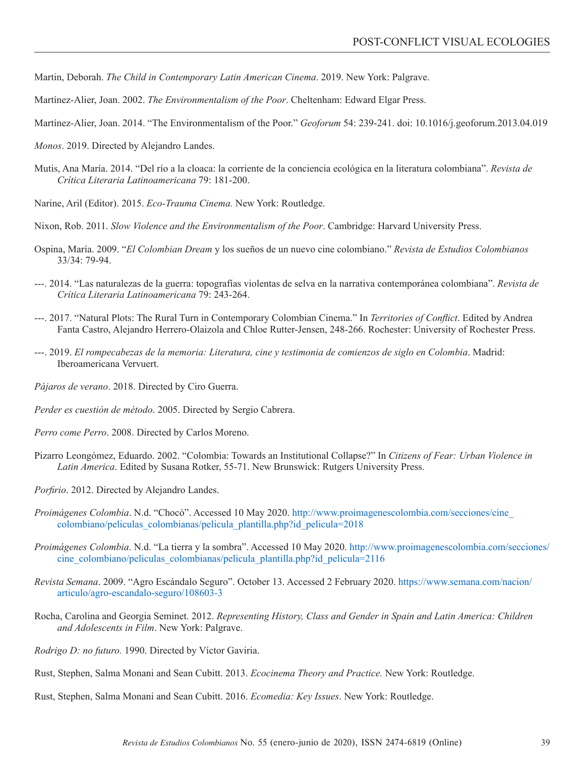Martin, Deborah. *The Child in Contemporary Latin American Cinema*. 2019. New York: Palgrave.

Martínez-Alier, Joan. 2002. *The Environmentalism of the Poor*. Cheltenham: Edward Elgar Press.

Martínez-Alier, Joan. 2014. "The Environmentalism of the Poor." *Geoforum* 54: 239-241. doi: 10.1016/j.geoforum.2013.04.019

*Monos*. 2019. Directed by Alejandro Landes.

Mutis, Ana María. 2014. "Del río a la cloaca: la corriente de la conciencia ecológica en la literatura colombiana". *Revista de Crítica Literaria Latinoamericana* 79: 181-200.

Narine, Aril (Editor). 2015. *Eco-Trauma Cinema.* New York: Routledge.

Nixon, Rob. 2011. *Slow Violence and the Environmentalism of the Poor*. Cambridge: Harvard University Press.

Ospina, María. 2009. "*El Colombian Dream* y los sueños de un nuevo cine colombiano." *Revista de Estudios Colombianos* 33/34: 79-94.

---. 2014. "Las naturalezas de la guerra: topografías violentas de selva en la narrativa contemporánea colombiana". *Revista de Crítica Literaria Latinoamericana* 79: 243-264.

---. 2017. "Natural Plots: The Rural Turn in Contemporary Colombian Cinema." In *Territories of Conflict*. Edited by Andrea Fanta Castro, Alejandro Herrero-Olaizola and Chloe Rutter-Jensen, 248-266. Rochester: University of Rochester Press.

---. 2019. *El rompecabezas de la memoria: Literatura, cine y testimonia de comienzos de siglo en Colombia*. Madrid: Iberoamericana Vervuert.

*Pájaros de verano*. 2018. Directed by Ciro Guerra.

*Perder es cuestión de método*. 2005. Directed by Sergio Cabrera.

*Perro come Perro*. 2008. Directed by Carlos Moreno.

Pizarro Leongómez, Eduardo. 2002. "Colombia: Towards an Institutional Collapse?" In *Citizens of Fear: Urban Violence in Latin America*. Edited by Susana Rotker, 55-71. New Brunswick: Rutgers University Press.

*Porfirio*. 2012. Directed by Alejandro Landes.

*Proimágenes Colombia*. N.d. "Chocó". Accessed 10 May 2020. http://www.proimagenescolombia.com/secciones/cine_colombiano/peliculas_colombianas/pelicula_plantilla.php?id_pelicula=2018

*Proimágenes Colombia*. N.d. "La tierra y la sombra". Accessed 10 May 2020. http://www.proimagenescolombia.com/secciones/cine_colombiano/peliculas_colombianas/pelicula_plantilla.php?id_pelicula=2116

*Revista Semana*. 2009. "Agro Escándalo Seguro". October 13. Accessed 2 February 2020. https://www.semana.com/nacion/articulo/agro-escandalo-seguro/108603-3

Rocha, Carolina and Georgia Seminet. 2012. *Representing History, Class and Gender in Spain and Latin America: Children and Adolescents in Film*. New York: Palgrave.

*Rodrigo D: no futuro.* 1990. Directed by Víctor Gaviria.

Rust, Stephen, Salma Monani and Sean Cubitt. 2013. *Ecocinema Theory and Practice.* New York: Routledge.

Rust, Stephen, Salma Monani and Sean Cubitt. 2016. *Ecomedia: Key Issues*. New York: Routledge.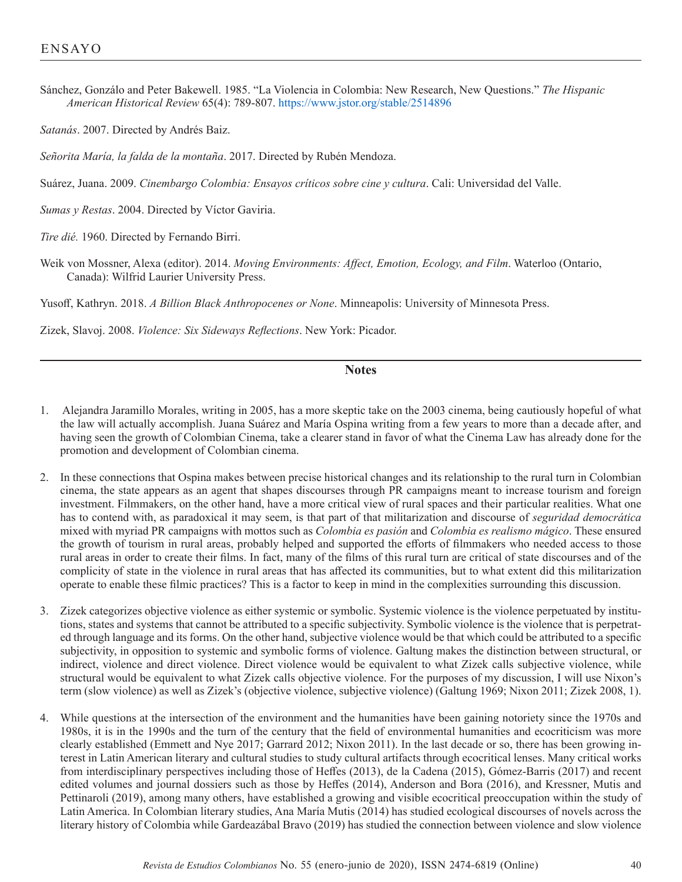Sánchez, Gonzálo and Peter Bakewell. 1985. "La Violencia in Colombia: New Research, New Questions." *The Hispanic American Historical Review* 65(4): 789-807. https://www.jstor.org/stable/2514896

*Satanás*. 2007. Directed by Andrés Baiz.

*Señorita María, la falda de la montaña*. 2017. Directed by Rubén Mendoza.

Suárez, Juana. 2009. *Cinembargo Colombia: Ensayos críticos sobre cine y cultura*. Cali: Universidad del Valle.

*Sumas y Restas*. 2004. Directed by Víctor Gaviria.

*Tire dié.* 1960. Directed by Fernando Birri.

Weik von Mossner, Alexa (editor). 2014. *Moving Environments: Affect, Emotion, Ecology, and Film*. Waterloo (Ontario, Canada): Wilfrid Laurier University Press.

Yusoff, Kathryn. 2018. *A Billion Black Anthropocenes or None*. Minneapolis: University of Minnesota Press.

Zizek, Slavoj. 2008. *Violence: Six Sideways Reflections*. New York: Picador.

## Notes

1. Alejandra Jaramillo Morales, writing in 2005, has a more skeptic take on the 2003 cinema, being cautiously hopeful of what the law will actually accomplish. Juana Suárez and María Ospina writing from a few years to more than a decade after, and having seen the growth of Colombian Cinema, take a clearer stand in favor of what the Cinema Law has already done for the promotion and development of Colombian cinema.

2. In these connections that Ospina makes between precise historical changes and its relationship to the rural turn in Colombian cinema, the state appears as an agent that shapes discourses through PR campaigns meant to increase tourism and foreign investment. Filmmakers, on the other hand, have a more critical view of rural spaces and their particular realities. What one has to contend with, as paradoxical it may seem, is that part of that militarization and discourse of *seguridad democrática* mixed with myriad PR campaigns with mottos such as *Colombia es pasión* and *Colombia es realismo mágico*. These ensured the growth of tourism in rural areas, probably helped and supported the efforts of filmmakers who needed access to those rural areas in order to create their films. In fact, many of the films of this rural turn are critical of state discourses and of the complicity of state in the violence in rural areas that has affected its communities, but to what extent did this militarization operate to enable these filmic practices? This is a factor to keep in mind in the complexities surrounding this discussion.

3. Zizek categorizes objective violence as either systemic or symbolic. Systemic violence is the violence perpetuated by institutions, states and systems that cannot be attributed to a specific subjectivity. Symbolic violence is the violence that is perpetrated through language and its forms. On the other hand, subjective violence would be that which could be attributed to a specific subjectivity, in opposition to systemic and symbolic forms of violence. Galtung makes the distinction between structural, or indirect, violence and direct violence. Direct violence would be equivalent to what Zizek calls subjective violence, while structural would be equivalent to what Zizek calls objective violence. For the purposes of my discussion, I will use Nixon's term (slow violence) as well as Zizek's (objective violence, subjective violence) (Galtung 1969; Nixon 2011; Zizek 2008, 1).

4. While questions at the intersection of the environment and the humanities have been gaining notoriety since the 1970s and 1980s, it is in the 1990s and the turn of the century that the field of environmental humanities and ecocriticism was more clearly established (Emmett and Nye 2017; Garrard 2012; Nixon 2011). In the last decade or so, there has been growing interest in Latin American literary and cultural studies to study cultural artifacts through ecocritical lenses. Many critical works from interdisciplinary perspectives including those of Heffes (2013), de la Cadena (2015), Gómez-Barris (2017) and recent edited volumes and journal dossiers such as those by Heffes (2014), Anderson and Bora (2016), and Kressner, Mutis and Pettinaroli (2019), among many others, have established a growing and visible ecocritical preoccupation within the study of Latin America. In Colombian literary studies, Ana María Mutis (2014) has studied ecological discourses of novels across the literary history of Colombia while Gardeazábal Bravo (2019) has studied the connection between violence and slow violence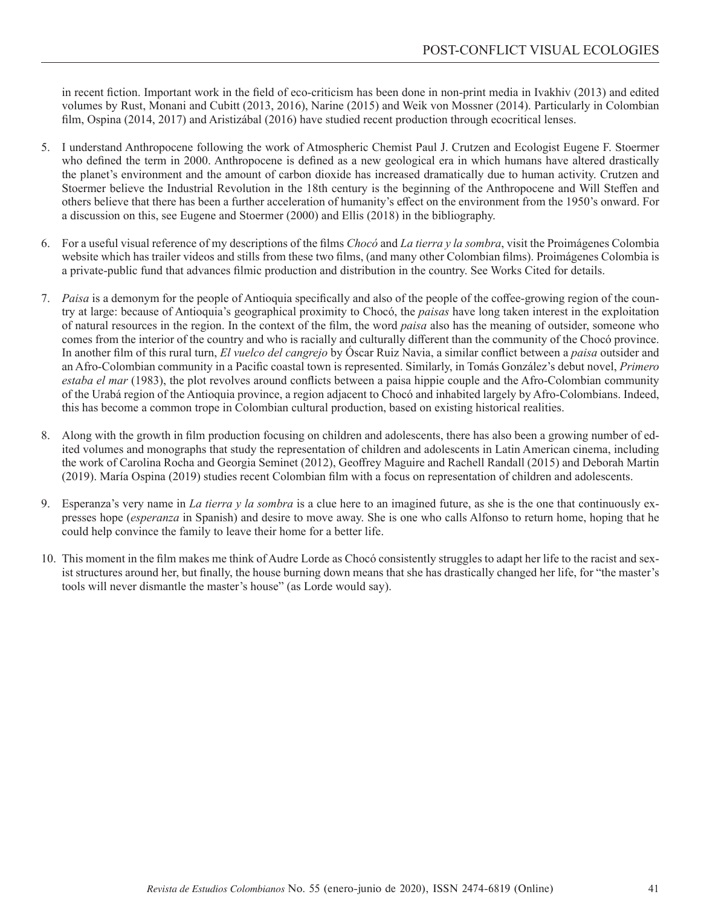in recent fiction. Important work in the field of eco-criticism has been done in non-print media in Ivakhiv (2013) and edited volumes by Rust, Monani and Cubitt (2013, 2016), Narine (2015) and Weik von Mossner (2014). Particularly in Colombian film, Ospina (2014, 2017) and Aristizábal (2016) have studied recent production through ecocritical lenses.

5. I understand Anthropocene following the work of Atmospheric Chemist Paul J. Crutzen and Ecologist Eugene F. Stoermer who defined the term in 2000. Anthropocene is defined as a new geological era in which humans have altered drastically the planet's environment and the amount of carbon dioxide has increased dramatically due to human activity. Crutzen and Stoermer believe the Industrial Revolution in the 18th century is the beginning of the Anthropocene and Will Steffen and others believe that there has been a further acceleration of humanity's effect on the environment from the 1950's onward. For a discussion on this, see Eugene and Stoermer (2000) and Ellis (2018) in the bibliography.

6. For a useful visual reference of my descriptions of the films *Chocó* and *La tierra y la sombra*, visit the Proimágenes Colombia website which has trailer videos and stills from these two films, (and many other Colombian films). Proimágenes Colombia is a private-public fund that advances filmic production and distribution in the country. See Works Cited for details.

7. *Paisa* is a demonym for the people of Antioquia specifically and also of the people of the coffee-growing region of the country at large: because of Antioquia's geographical proximity to Chocó, the *paisas* have long taken interest in the exploitation of natural resources in the region. In the context of the film, the word *paisa* also has the meaning of outsider, someone who comes from the interior of the country and who is racially and culturally different than the community of the Chocó province. In another film of this rural turn, *El vuelco del cangrejo* by Óscar Ruiz Navia, a similar conflict between a *paisa* outsider and an Afro-Colombian community in a Pacific coastal town is represented. Similarly, in Tomás González's debut novel, *Primero estaba el mar* (1983), the plot revolves around conflicts between a paisa hippie couple and the Afro-Colombian community of the Urabá region of the Antioquia province, a region adjacent to Chocó and inhabited largely by Afro-Colombians. Indeed, this has become a common trope in Colombian cultural production, based on existing historical realities.

8. Along with the growth in film production focusing on children and adolescents, there has also been a growing number of edited volumes and monographs that study the representation of children and adolescents in Latin American cinema, including the work of Carolina Rocha and Georgia Seminet (2012), Geoffrey Maguire and Rachell Randall (2015) and Deborah Martin (2019). María Ospina (2019) studies recent Colombian film with a focus on representation of children and adolescents.

9. Esperanza's very name in *La tierra y la sombra* is a clue here to an imagined future, as she is the one that continuously expresses hope (*esperanza* in Spanish) and desire to move away. She is one who calls Alfonso to return home, hoping that he could help convince the family to leave their home for a better life.

10. This moment in the film makes me think of Audre Lorde as Chocó consistently struggles to adapt her life to the racist and sexist structures around her, but finally, the house burning down means that she has drastically changed her life, for "the master's tools will never dismantle the master's house" (as Lorde would say).